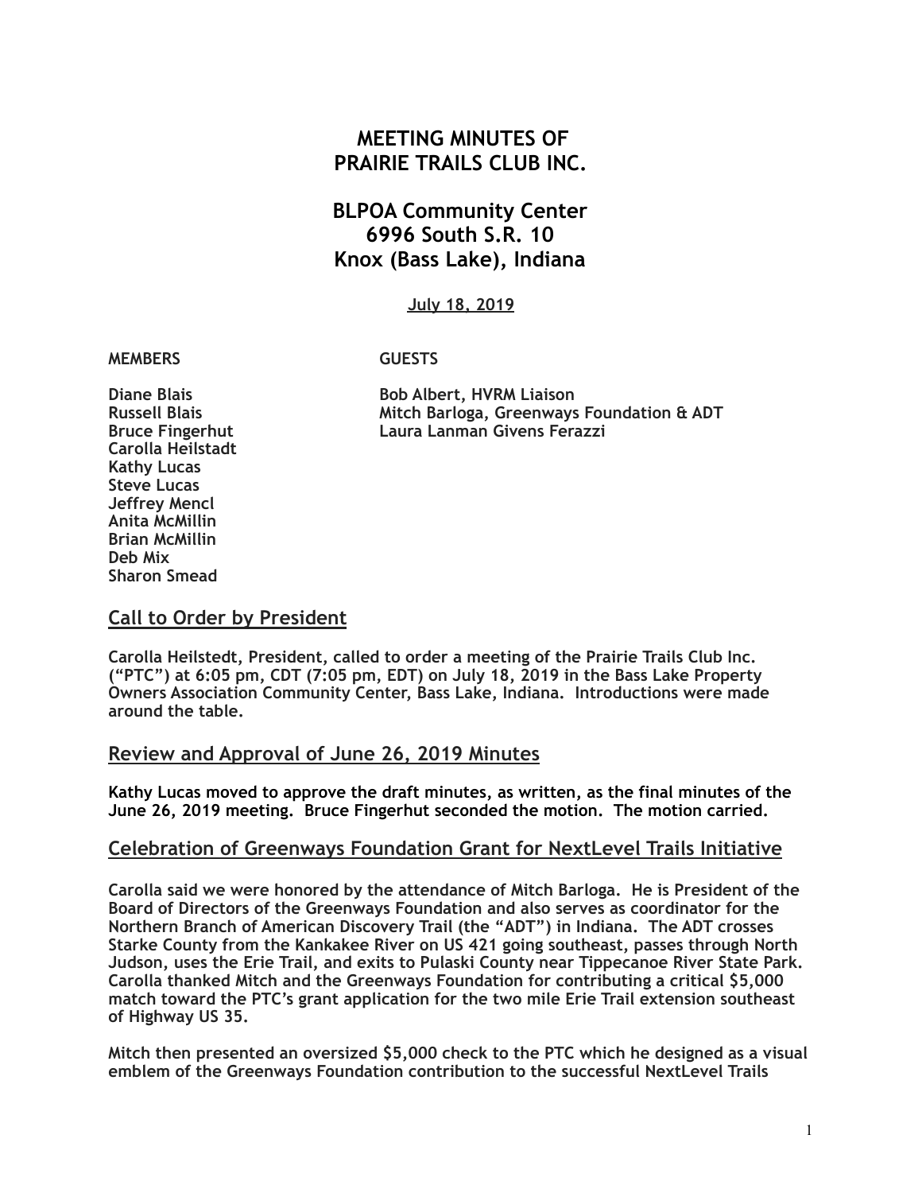# MEETING MINUTES OF PRAIRIE TRAILS CLUB INC.

## BLPOA Community Center
## 6996 South S.R. 10
## Knox (Bass Lake), Indiana

**July 18, 2019**

| MEMBERS | GUESTS |
|---|---|
| Diane Blais | Bob Albert, HVRM Liaison |
| Russell Blais | Mitch Barloga, Greenways Foundation & ADT |
| Bruce Fingerhut | Laura Lanman Givens Ferazzi |
| Carolla Heilstadt | |
| Kathy Lucas | |
| Steve Lucas | |
| Jeffrey Mencl | |
| Anita McMillin | |
| Brian McMillin | |
| Deb Mix | |
| Sharon Smead | |

## Call to Order by President

**Carolla Heilstedt, President, called to order a meeting of the Prairie Trails Club Inc. ("PTC") at 6:05 pm, CDT (7:05 pm, EDT) on July 18, 2019 in the Bass Lake Property Owners Association Community Center, Bass Lake, Indiana. Introductions were made around the table.**

## Review and Approval of June 26, 2019 Minutes

**Kathy Lucas moved to approve the draft minutes, as written, as the final minutes of the June 26, 2019 meeting. Bruce Fingerhut seconded the motion. The motion carried.**

## Celebration of Greenways Foundation Grant for NextLevel Trails Initiative

**Carolla said we were honored by the attendance of Mitch Barloga. He is President of the Board of Directors of the Greenways Foundation and also serves as coordinator for the Northern Branch of American Discovery Trail (the "ADT") in Indiana. The ADT crosses Starke County from the Kankakee River on US 421 going southeast, passes through North Judson, uses the Erie Trail, and exits to Pulaski County near Tippecanoe River State Park. Carolla thanked Mitch and the Greenways Foundation for contributing a critical $5,000 match toward the PTC's grant application for the two mile Erie Trail extension southeast of Highway US 35.**

**Mitch then presented an oversized $5,000 check to the PTC which he designed as a visual emblem of the Greenways Foundation contribution to the successful NextLevel Trails**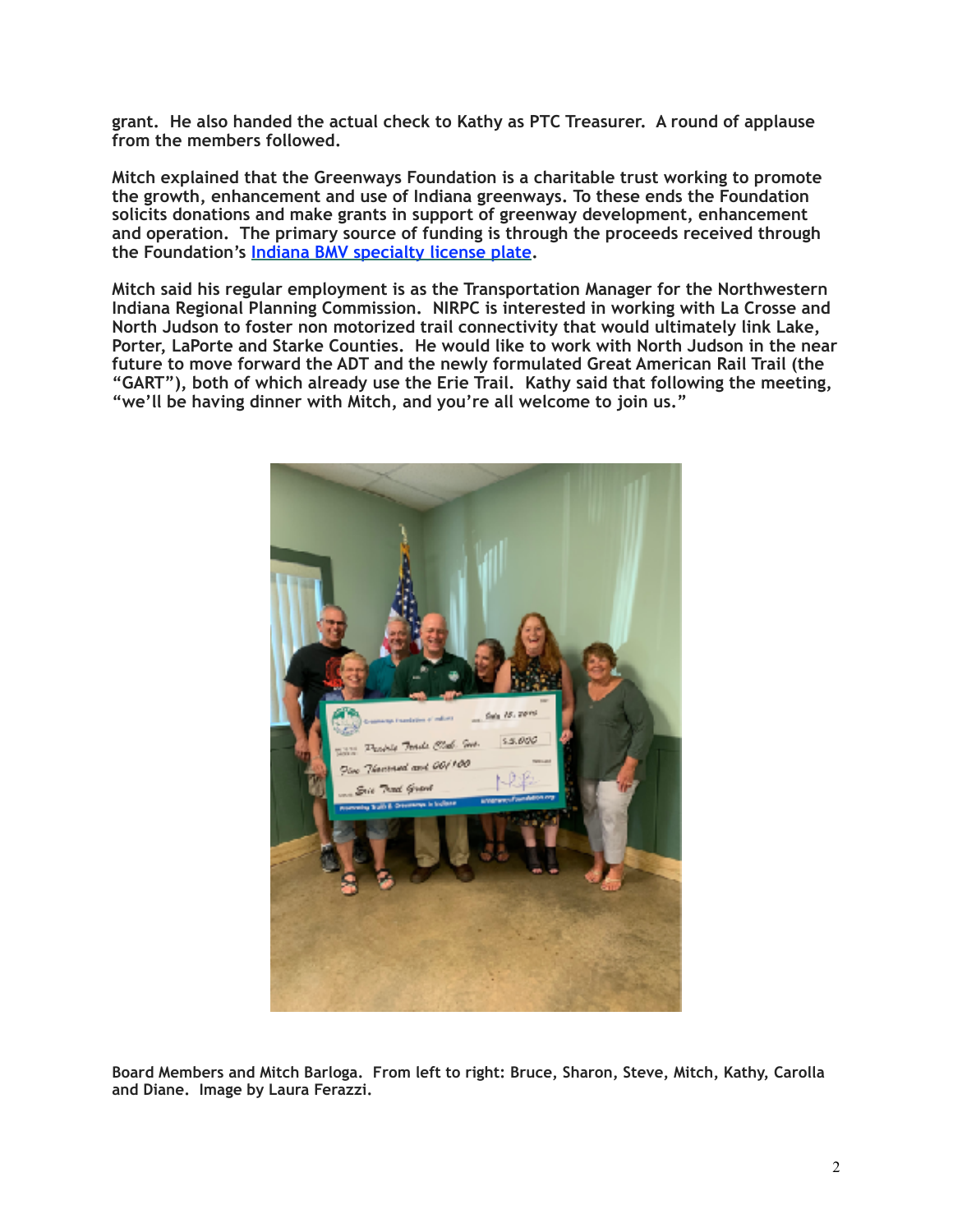grant. He also handed the actual check to Kathy as PTC Treasurer. A round of applause from the members followed.

Mitch explained that the Greenways Foundation is a charitable trust working to promote the growth, enhancement and use of Indiana greenways. To these ends the Foundation solicits donations and make grants in support of greenway development, enhancement and operation. The primary source of funding is through the proceeds received through the Foundation's [Indiana BMV specialty license plate](#).

Mitch said his regular employment is as the Transportation Manager for the Northwestern Indiana Regional Planning Commission. NIRPC is interested in working with La Crosse and North Judson to foster non motorized trail connectivity that would ultimately link Lake, Porter, LaPorte and Starke Counties. He would like to work with North Judson in the near future to move forward the ADT and the newly formulated Great American Rail Trail (the "GART"), both of which already use the Erie Trail. Kathy said that following the meeting, "we'll be having dinner with Mitch, and you're all welcome to join us."

Board Members and Mitch Barloga. From left to right: Bruce, Sharon, Steve, Mitch, Kathy, Carolla and Diane. Image by Laura Ferazzi.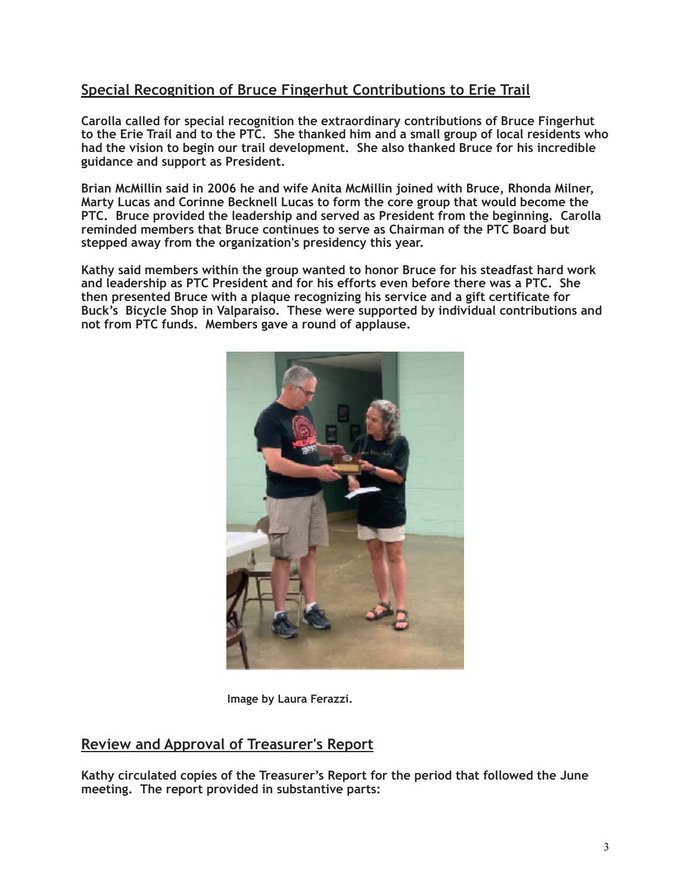## Special Recognition of Bruce Fingerhut Contributions to Erie Trail

**Carolla called for special recognition the extraordinary contributions of Bruce Fingerhut to the Erie Trail and to the PTC. She thanked him and a small group of local residents who had the vision to begin our trail development. She also thanked Bruce for his incredible guidance and support as President.**

**Brian McMillin said in 2006 he and wife Anita McMillin joined with Bruce, Rhonda Milner, Marty Lucas and Corinne Becknell Lucas to form the core group that would become the PTC. Bruce provided the leadership and served as President from the beginning. Carolla reminded members that Bruce continues to serve as Chairman of the PTC Board but stepped away from the organization's presidency this year.**

**Kathy said members within the group wanted to honor Bruce for his steadfast hard work and leadership as PTC President and for his efforts even before there was a PTC. She then presented Bruce with a plaque recognizing his service and a gift certificate for Buck's Bicycle Shop in Valparaiso. These were supported by individual contributions and not from PTC funds. Members gave a round of applause.**

**Image by Laura Ferazzi.**

## Review and Approval of Treasurer's Report

**Kathy circulated copies of the Treasurer's Report for the period that followed the June meeting. The report provided in substantive parts:**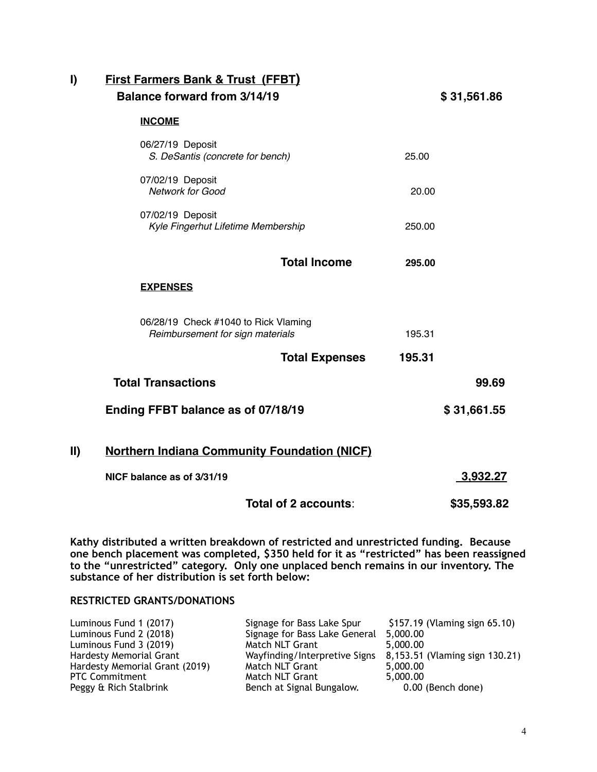## I) First Farmers Bank & Trust (FFBT)

**Balance forward from 3/14/19** **$ 31,561.86**

**INCOME**

| | | |
|---|---|---|
| 06/27/19 Deposit<br>*S. DeSantis (concrete for bench)* | 25.00 | |
| 07/02/19 Deposit<br>*Network for Good* | 20.00 | |
| 07/02/19 Deposit<br>*Kyle Fingerhut Lifetime Membership* | 250.00 | |
| **Total Income** | **295.00** | |

**EXPENSES**

| | | |
|---|---|---|
| 06/28/19 Check #1040 to Rick Vlaming<br>*Reimbursement for sign materials* | 195.31 | |
| **Total Expenses** | **195.31** | |
| **Total Transactions** | | **99.69** |
| **Ending FFBT balance as of 07/18/19** | | **$ 31,661.55** |

## II) Northern Indiana Community Foundation (NICF)

| | |
|---|---|
| **NICF balance as of 3/31/19** | **3,932.27** |
| **Total of 2 accounts:** | **$35,593.82** |

**Kathy distributed a written breakdown of restricted and unrestricted funding. Because one bench placement was completed, $350 held for it as "restricted" has been reassigned to the "unrestricted" category. Only one unplaced bench remains in our inventory. The substance of her distribution is set forth below:**

**RESTRICTED GRANTS/DONATIONS**

| | | |
|---|---|---|
| Luminous Fund 1 (2017) | Signage for Bass Lake Spur | $157.19 (Vlaming sign 65.10) |
| Luminous Fund 2 (2018) | Signage for Bass Lake General | 5,000.00 |
| Luminous Fund 3 (2019) | Match NLT Grant | 5,000.00 |
| Hardesty Memorial Grant | Wayfinding/Interpretive Signs | 8,153.51 (Vlaming sign 130.21) |
| Hardesty Memorial Grant (2019) | Match NLT Grant | 5,000.00 |
| PTC Commitment | Match NLT Grant | 5,000.00 |
| Peggy & Rich Stalbrink | Bench at Signal Bungalow. | 0.00 (Bench done) |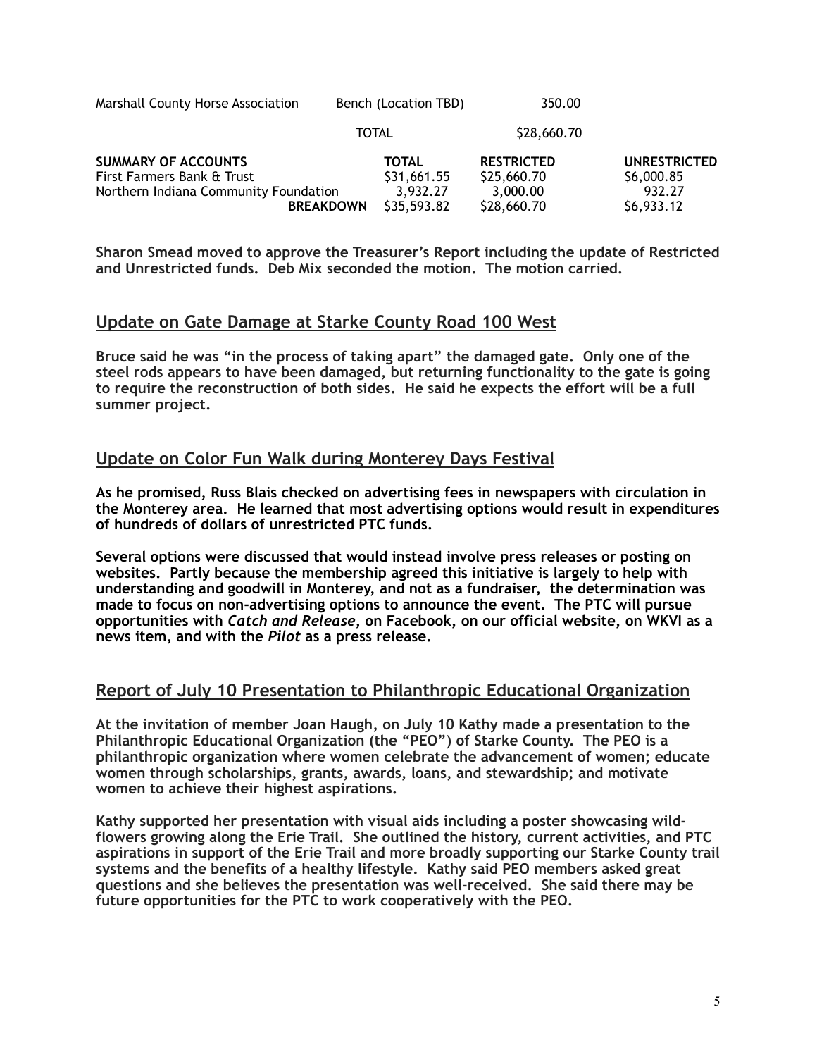| | | | |
|---|---|---|---|
| Marshall County Horse Association | Bench (Location TBD) | 350.00 | |
| | TOTAL | $28,660.70 | |

| **SUMMARY OF ACCOUNTS** | **TOTAL** | **RESTRICTED** | **UNRESTRICTED** |
|---|---|---|---|
| First Farmers Bank & Trust | $31,661.55 | $25,660.70 | $6,000.85 |
| Northern Indiana Community Foundation | 3,932.27 | 3,000.00 | 932.27 |
| **BREAKDOWN** | $35,593.82 | $28,660.70 | $6,933.12 |

**Sharon Smead moved to approve the Treasurer's Report including the update of Restricted and Unrestricted funds. Deb Mix seconded the motion. The motion carried.**

## Update on Gate Damage at Starke County Road 100 West

**Bruce said he was "in the process of taking apart" the damaged gate. Only one of the steel rods appears to have been damaged, but returning functionality to the gate is going to require the reconstruction of both sides. He said he expects the effort will be a full summer project.**

## Update on Color Fun Walk during Monterey Days Festival

**As he promised, Russ Blais checked on advertising fees in newspapers with circulation in the Monterey area. He learned that most advertising options would result in expenditures of hundreds of dollars of unrestricted PTC funds.**

**Several options were discussed that would instead involve press releases or posting on websites. Partly because the membership agreed this initiative is largely to help with understanding and goodwill in Monterey, and not as a fundraiser, the determination was made to focus on non-advertising options to announce the event. The PTC will pursue opportunities with *Catch and Release*, on Facebook, on our official website, on WKVI as a news item, and with the *Pilot* as a press release.**

## Report of July 10 Presentation to Philanthropic Educational Organization

**At the invitation of member Joan Haugh, on July 10 Kathy made a presentation to the Philanthropic Educational Organization (the "PEO") of Starke County. The PEO is a philanthropic organization where women celebrate the advancement of women; educate women through scholarships, grants, awards, loans, and stewardship; and motivate women to achieve their highest aspirations.**

**Kathy supported her presentation with visual aids including a poster showcasing wild-flowers growing along the Erie Trail. She outlined the history, current activities, and PTC aspirations in support of the Erie Trail and more broadly supporting our Starke County trail systems and the benefits of a healthy lifestyle. Kathy said PEO members asked great questions and she believes the presentation was well-received. She said there may be future opportunities for the PTC to work cooperatively with the PEO.**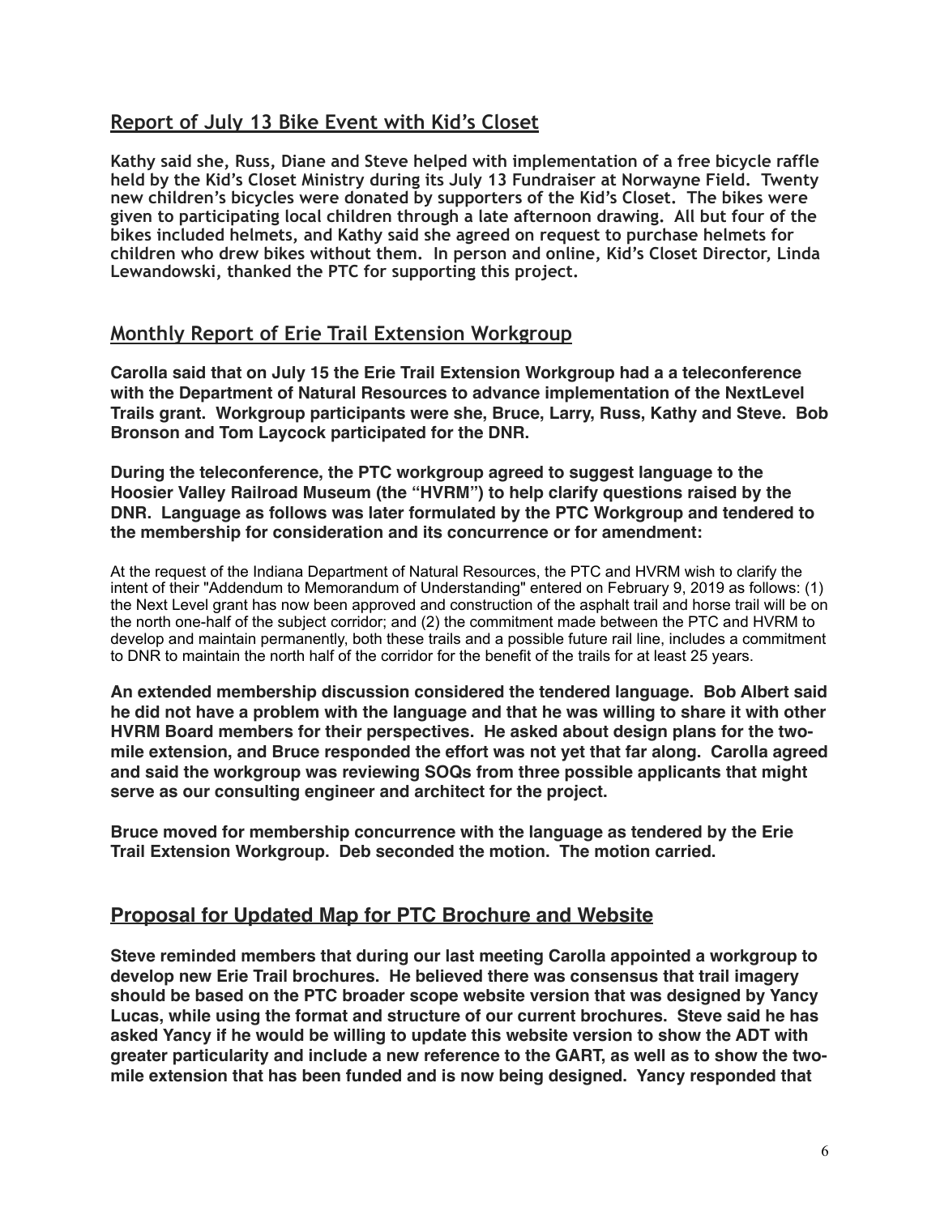## Report of July 13 Bike Event with Kid's Closet

**Kathy said she, Russ, Diane and Steve helped with implementation of a free bicycle raffle held by the Kid's Closet Ministry during its July 13 Fundraiser at Norwayne Field. Twenty new children's bicycles were donated by supporters of the Kid's Closet. The bikes were given to participating local children through a late afternoon drawing. All but four of the bikes included helmets, and Kathy said she agreed on request to purchase helmets for children who drew bikes without them. In person and online, Kid's Closet Director, Linda Lewandowski, thanked the PTC for supporting this project.**

## Monthly Report of Erie Trail Extension Workgroup

**Carolla said that on July 15 the Erie Trail Extension Workgroup had a a teleconference with the Department of Natural Resources to advance implementation of the NextLevel Trails grant. Workgroup participants were she, Bruce, Larry, Russ, Kathy and Steve. Bob Bronson and Tom Laycock participated for the DNR.**

**During the teleconference, the PTC workgroup agreed to suggest language to the Hoosier Valley Railroad Museum (the "HVRM") to help clarify questions raised by the DNR. Language as follows was later formulated by the PTC Workgroup and tendered to the membership for consideration and its concurrence or for amendment:**

At the request of the Indiana Department of Natural Resources, the PTC and HVRM wish to clarify the intent of their "Addendum to Memorandum of Understanding" entered on February 9, 2019 as follows: (1) the Next Level grant has now been approved and construction of the asphalt trail and horse trail will be on the north one-half of the subject corridor; and (2) the commitment made between the PTC and HVRM to develop and maintain permanently, both these trails and a possible future rail line, includes a commitment to DNR to maintain the north half of the corridor for the benefit of the trails for at least 25 years.

**An extended membership discussion considered the tendered language. Bob Albert said he did not have a problem with the language and that he was willing to share it with other HVRM Board members for their perspectives. He asked about design plans for the two-mile extension, and Bruce responded the effort was not yet that far along. Carolla agreed and said the workgroup was reviewing SOQs from three possible applicants that might serve as our consulting engineer and architect for the project.**

**Bruce moved for membership concurrence with the language as tendered by the Erie Trail Extension Workgroup. Deb seconded the motion. The motion carried.**

## Proposal for Updated Map for PTC Brochure and Website

**Steve reminded members that during our last meeting Carolla appointed a workgroup to develop new Erie Trail brochures. He believed there was consensus that trail imagery should be based on the PTC broader scope website version that was designed by Yancy Lucas, while using the format and structure of our current brochures. Steve said he has asked Yancy if he would be willing to update this website version to show the ADT with greater particularity and include a new reference to the GART, as well as to show the two-mile extension that has been funded and is now being designed. Yancy responded that**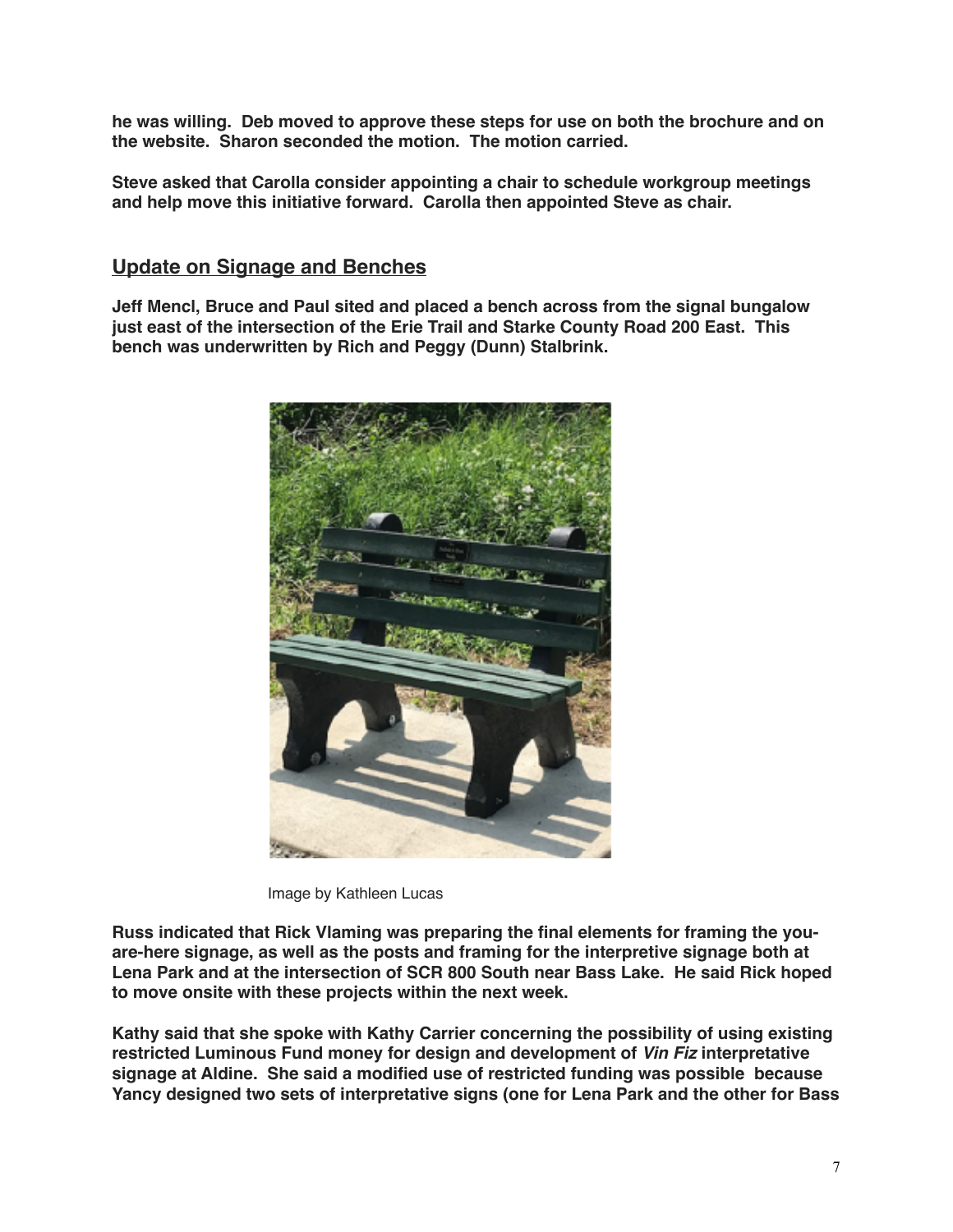**he was willing. Deb moved to approve these steps for use on both the brochure and on the website. Sharon seconded the motion. The motion carried.**

**Steve asked that Carolla consider appointing a chair to schedule workgroup meetings and help move this initiative forward. Carolla then appointed Steve as chair.**

## Update on Signage and Benches

**Jeff Mencl, Bruce and Paul sited and placed a bench across from the signal bungalow just east of the intersection of the Erie Trail and Starke County Road 200 East. This bench was underwritten by Rich and Peggy (Dunn) Stalbrink.**

Image by Kathleen Lucas

**Russ indicated that Rick Vlaming was preparing the final elements for framing the you-are-here signage, as well as the posts and framing for the interpretive signage both at Lena Park and at the intersection of SCR 800 South near Bass Lake. He said Rick hoped to move onsite with these projects within the next week.**

**Kathy said that she spoke with Kathy Carrier concerning the possibility of using existing restricted Luminous Fund money for design and development of *Vin Fiz* interpretative signage at Aldine. She said a modified use of restricted funding was possible because Yancy designed two sets of interpretative signs (one for Lena Park and the other for Bass**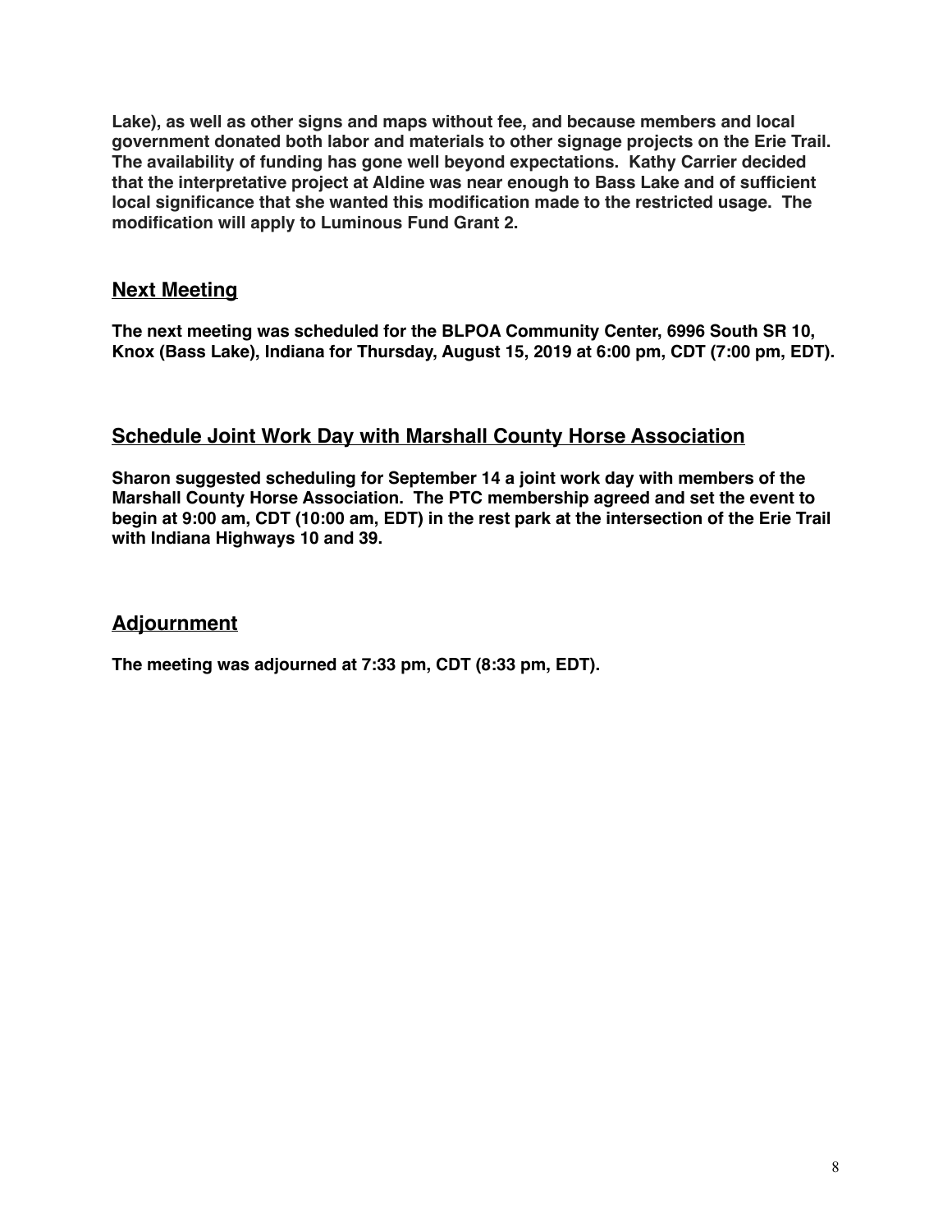**Lake), as well as other signs and maps without fee, and because members and local government donated both labor and materials to other signage projects on the Erie Trail. The availability of funding has gone well beyond expectations. Kathy Carrier decided that the interpretative project at Aldine was near enough to Bass Lake and of sufficient local significance that she wanted this modification made to the restricted usage. The modification will apply to Luminous Fund Grant 2.**

## Next Meeting

**The next meeting was scheduled for the BLPOA Community Center, 6996 South SR 10, Knox (Bass Lake), Indiana for Thursday, August 15, 2019 at 6:00 pm, CDT (7:00 pm, EDT).**

## Schedule Joint Work Day with Marshall County Horse Association

**Sharon suggested scheduling for September 14 a joint work day with members of the Marshall County Horse Association. The PTC membership agreed and set the event to begin at 9:00 am, CDT (10:00 am, EDT) in the rest park at the intersection of the Erie Trail with Indiana Highways 10 and 39.**

## Adjournment

**The meeting was adjourned at 7:33 pm, CDT (8:33 pm, EDT).**